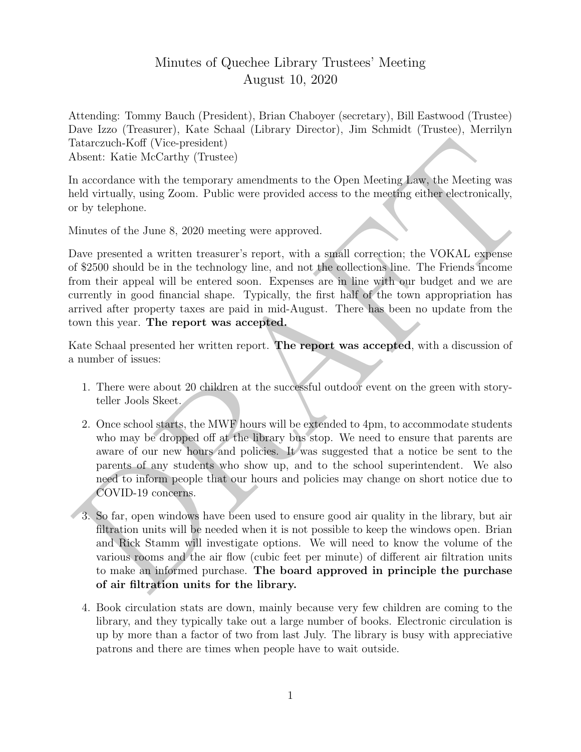# Minutes of Quechee Library Trustees' Meeting
## August 10, 2020

Attending: Tommy Bauch (President), Brian Chaboyer (secretary), Bill Eastwood (Trustee) Dave Izzo (Treasurer), Kate Schaal (Library Director), Jim Schmidt (Trustee), Merrilyn Tatarczuch-Koff (Vice-president)
Absent: Katie McCarthy (Trustee)

In accordance with the temporary amendments to the Open Meeting Law, the Meeting was held virtually, using Zoom. Public were provided access to the meeting either electronically, or by telephone.

Minutes of the June 8, 2020 meeting were approved.

Dave presented a written treasurer's report, with a small correction; the VOKAL expense of $2500 should be in the technology line, and not the collections line. The Friends income from their appeal will be entered soon. Expenses are in line with our budget and we are currently in good financial shape. Typically, the first half of the town appropriation has arrived after property taxes are paid in mid-August. There has been no update from the town this year. **The report was accepted.**

Kate Schaal presented her written report. **The report was accepted**, with a discussion of a number of issues:

1. There were about 20 children at the successful outdoor event on the green with storyteller Jools Skeet.

2. Once school starts, the MWF hours will be extended to 4pm, to accommodate students who may be dropped off at the library bus stop. We need to ensure that parents are aware of our new hours and policies. It was suggested that a notice be sent to the parents of any students who show up, and to the school superintendent. We also need to inform people that our hours and policies may change on short notice due to COVID-19 concerns.

3. So far, open windows have been used to ensure good air quality in the library, but air filtration units will be needed when it is not possible to keep the windows open. Brian and Rick Stamm will investigate options. We will need to know the volume of the various rooms and the air flow (cubic feet per minute) of different air filtration units to make an informed purchase. **The board approved in principle the purchase of air filtration units for the library.**

4. Book circulation stats are down, mainly because very few children are coming to the library, and they typically take out a large number of books. Electronic circulation is up by more than a factor of two from last July. The library is busy with appreciative patrons and there are times when people have to wait outside.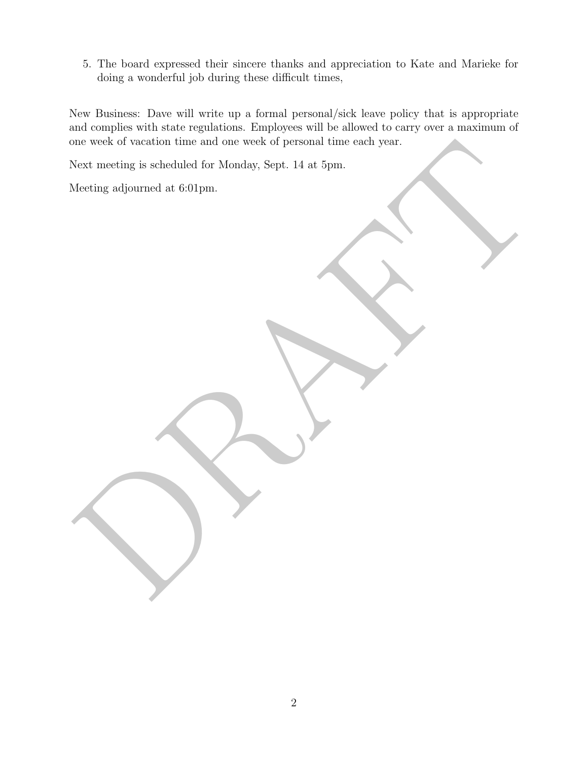5. The board expressed their sincere thanks and appreciation to Kate and Marieke for doing a wonderful job during these difficult times,

New Business: Dave will write up a formal personal/sick leave policy that is appropriate and complies with state regulations. Employees will be allowed to carry over a maximum of one week of vacation time and one week of personal time each year.

Next meeting is scheduled for Monday, Sept. 14 at 5pm.

Meeting adjourned at 6:01pm.